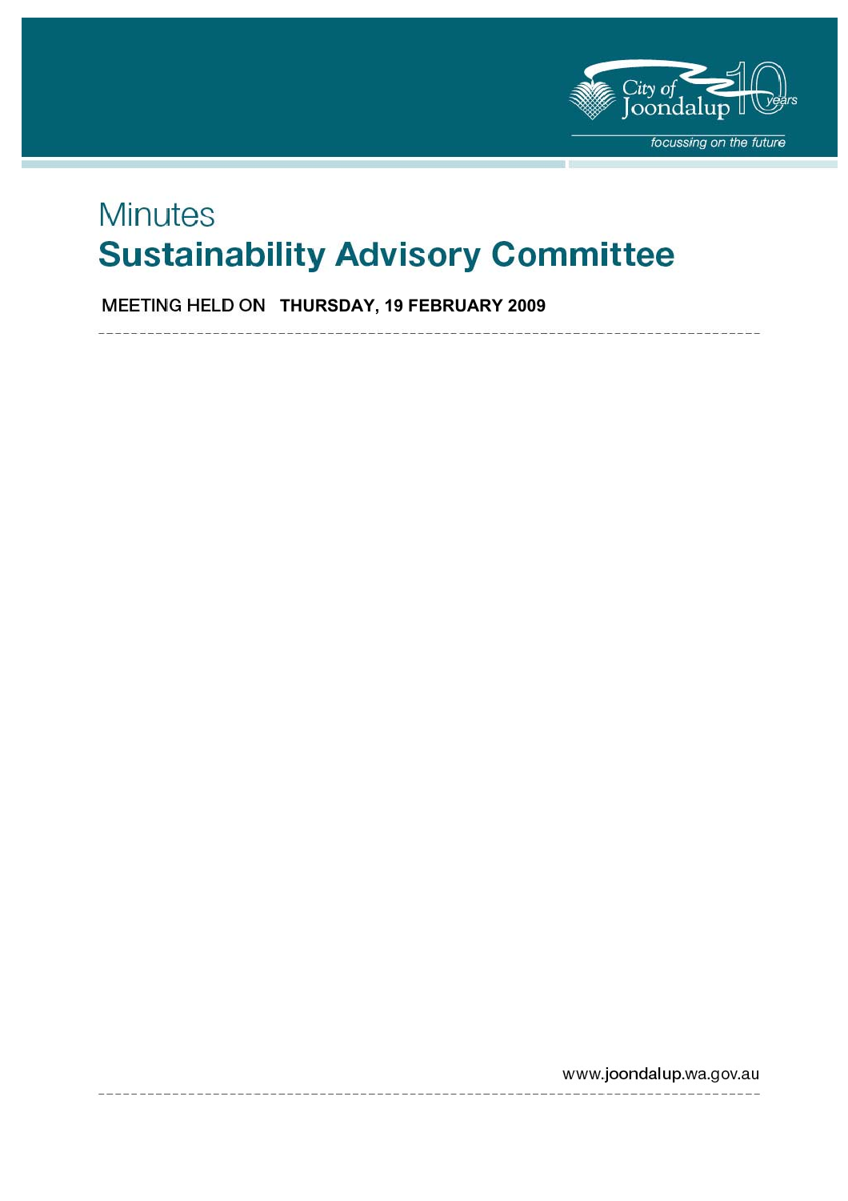# Minutes

# Sustainability Advisory Committee

MEETING HELD ON **THURSDAY, 19 FEBRUARY 2009**

www.joondalup.wa.gov.au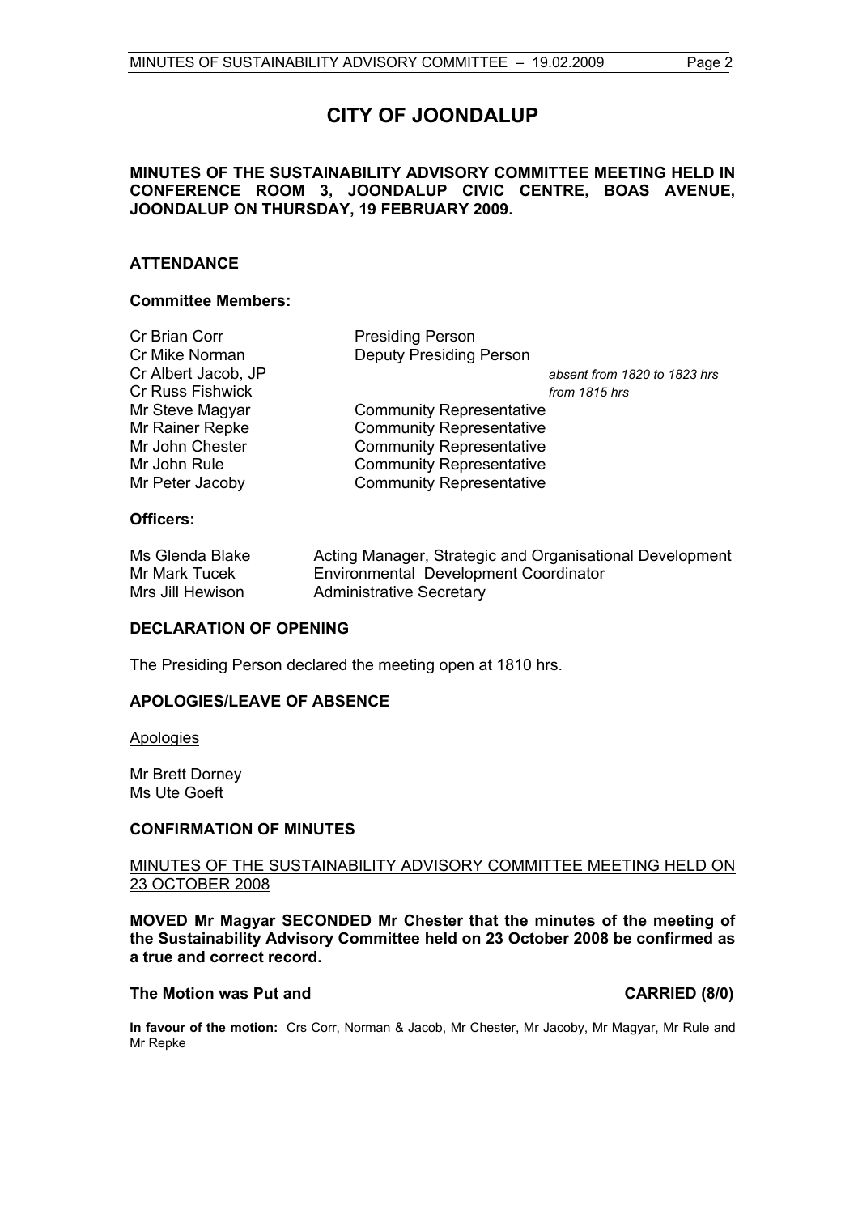# CITY OF JOONDALUP

**MINUTES OF THE SUSTAINABILITY ADVISORY COMMITTEE MEETING HELD IN CONFERENCE ROOM 3, JOONDALUP CIVIC CENTRE, BOAS AVENUE, JOONDALUP ON THURSDAY, 19 FEBRUARY 2009.**

## ATTENDANCE

### Committee Members:

| | | |
|---|---|---|
| Cr Brian Corr | Presiding Person | |
| Cr Mike Norman | Deputy Presiding Person | |
| Cr Albert Jacob, JP | | *absent from 1820 to 1823 hrs* |
| Cr Russ Fishwick | | *from 1815 hrs* |
| Mr Steve Magyar | Community Representative | |
| Mr Rainer Repke | Community Representative | |
| Mr John Chester | Community Representative | |
| Mr John Rule | Community Representative | |
| Mr Peter Jacoby | Community Representative | |

### Officers:

| | |
|---|---|
| Ms Glenda Blake | Acting Manager, Strategic and Organisational Development |
| Mr Mark Tucek | Environmental Development Coordinator |
| Mrs Jill Hewison | Administrative Secretary |

## DECLARATION OF OPENING

The Presiding Person declared the meeting open at 1810 hrs.

## APOLOGIES/LEAVE OF ABSENCE

Apologies

Mr Brett Dorney
Ms Ute Goeft

## CONFIRMATION OF MINUTES

MINUTES OF THE SUSTAINABILITY ADVISORY COMMITTEE MEETING HELD ON 23 OCTOBER 2008

**MOVED Mr Magyar SECONDED Mr Chester that the minutes of the meeting of the Sustainability Advisory Committee held on 23 October 2008 be confirmed as a true and correct record.**

**The Motion was Put and CARRIED (8/0)**

**In favour of the motion:** Crs Corr, Norman & Jacob, Mr Chester, Mr Jacoby, Mr Magyar, Mr Rule and Mr Repke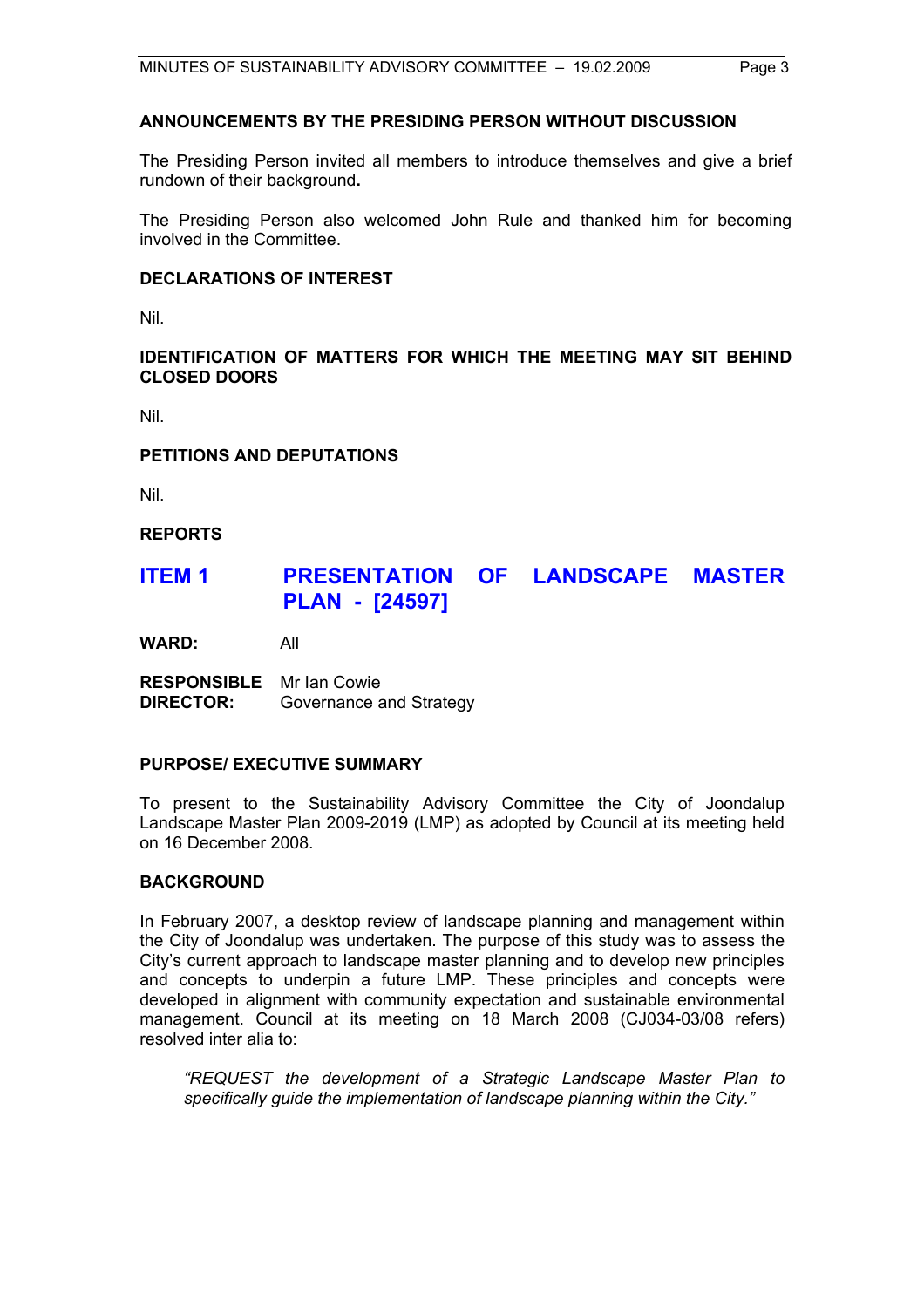## ANNOUNCEMENTS BY THE PRESIDING PERSON WITHOUT DISCUSSION

The Presiding Person invited all members to introduce themselves and give a brief rundown of their background**.**

The Presiding Person also welcomed John Rule and thanked him for becoming involved in the Committee.

## DECLARATIONS OF INTEREST

Nil.

## IDENTIFICATION OF MATTERS FOR WHICH THE MEETING MAY SIT BEHIND CLOSED DOORS

Nil.

## PETITIONS AND DEPUTATIONS

Nil.

## REPORTS

# ITEM 1 PRESENTATION OF LANDSCAPE MASTER PLAN - [24597]

**WARD:** All

**RESPONSIBLE DIRECTOR:** Mr Ian Cowie
Governance and Strategy

---

### PURPOSE/ EXECUTIVE SUMMARY

To present to the Sustainability Advisory Committee the City of Joondalup Landscape Master Plan 2009-2019 (LMP) as adopted by Council at its meeting held on 16 December 2008.

### BACKGROUND

In February 2007, a desktop review of landscape planning and management within the City of Joondalup was undertaken. The purpose of this study was to assess the City's current approach to landscape master planning and to develop new principles and concepts to underpin a future LMP. These principles and concepts were developed in alignment with community expectation and sustainable environmental management. Council at its meeting on 18 March 2008 (CJ034-03/08 refers) resolved inter alia to:

> *"REQUEST the development of a Strategic Landscape Master Plan to specifically guide the implementation of landscape planning within the City."*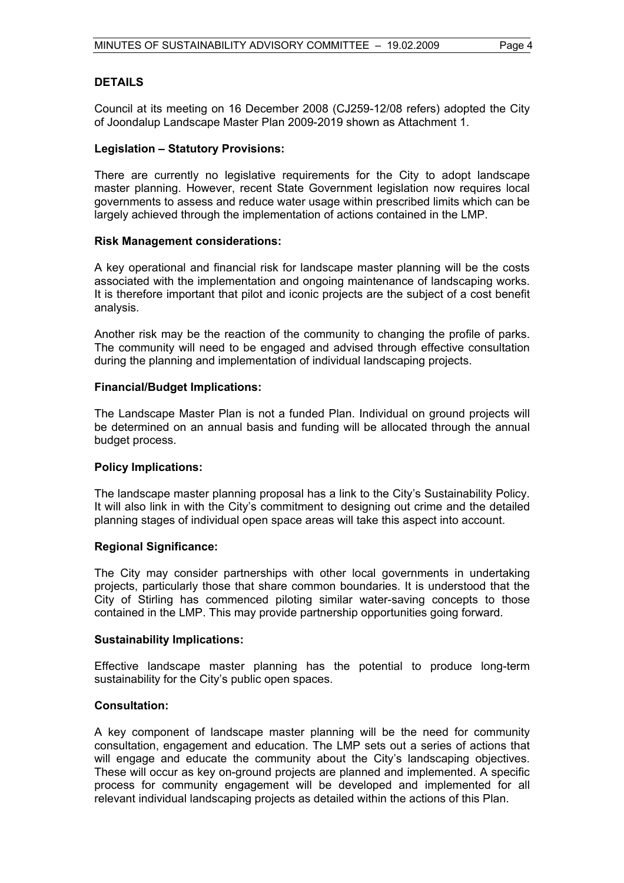## DETAILS

Council at its meeting on 16 December 2008 (CJ259-12/08 refers) adopted the City of Joondalup Landscape Master Plan 2009-2019 shown as Attachment 1.

### Legislation – Statutory Provisions:

There are currently no legislative requirements for the City to adopt landscape master planning. However, recent State Government legislation now requires local governments to assess and reduce water usage within prescribed limits which can be largely achieved through the implementation of actions contained in the LMP.

### Risk Management considerations:

A key operational and financial risk for landscape master planning will be the costs associated with the implementation and ongoing maintenance of landscaping works. It is therefore important that pilot and iconic projects are the subject of a cost benefit analysis.

Another risk may be the reaction of the community to changing the profile of parks. The community will need to be engaged and advised through effective consultation during the planning and implementation of individual landscaping projects.

### Financial/Budget Implications:

The Landscape Master Plan is not a funded Plan. Individual on ground projects will be determined on an annual basis and funding will be allocated through the annual budget process.

### Policy Implications:

The landscape master planning proposal has a link to the City's Sustainability Policy. It will also link in with the City's commitment to designing out crime and the detailed planning stages of individual open space areas will take this aspect into account.

### Regional Significance:

The City may consider partnerships with other local governments in undertaking projects, particularly those that share common boundaries. It is understood that the City of Stirling has commenced piloting similar water-saving concepts to those contained in the LMP. This may provide partnership opportunities going forward.

### Sustainability Implications:

Effective landscape master planning has the potential to produce long-term sustainability for the City's public open spaces.

### Consultation:

A key component of landscape master planning will be the need for community consultation, engagement and education. The LMP sets out a series of actions that will engage and educate the community about the City's landscaping objectives. These will occur as key on-ground projects are planned and implemented. A specific process for community engagement will be developed and implemented for all relevant individual landscaping projects as detailed within the actions of this Plan.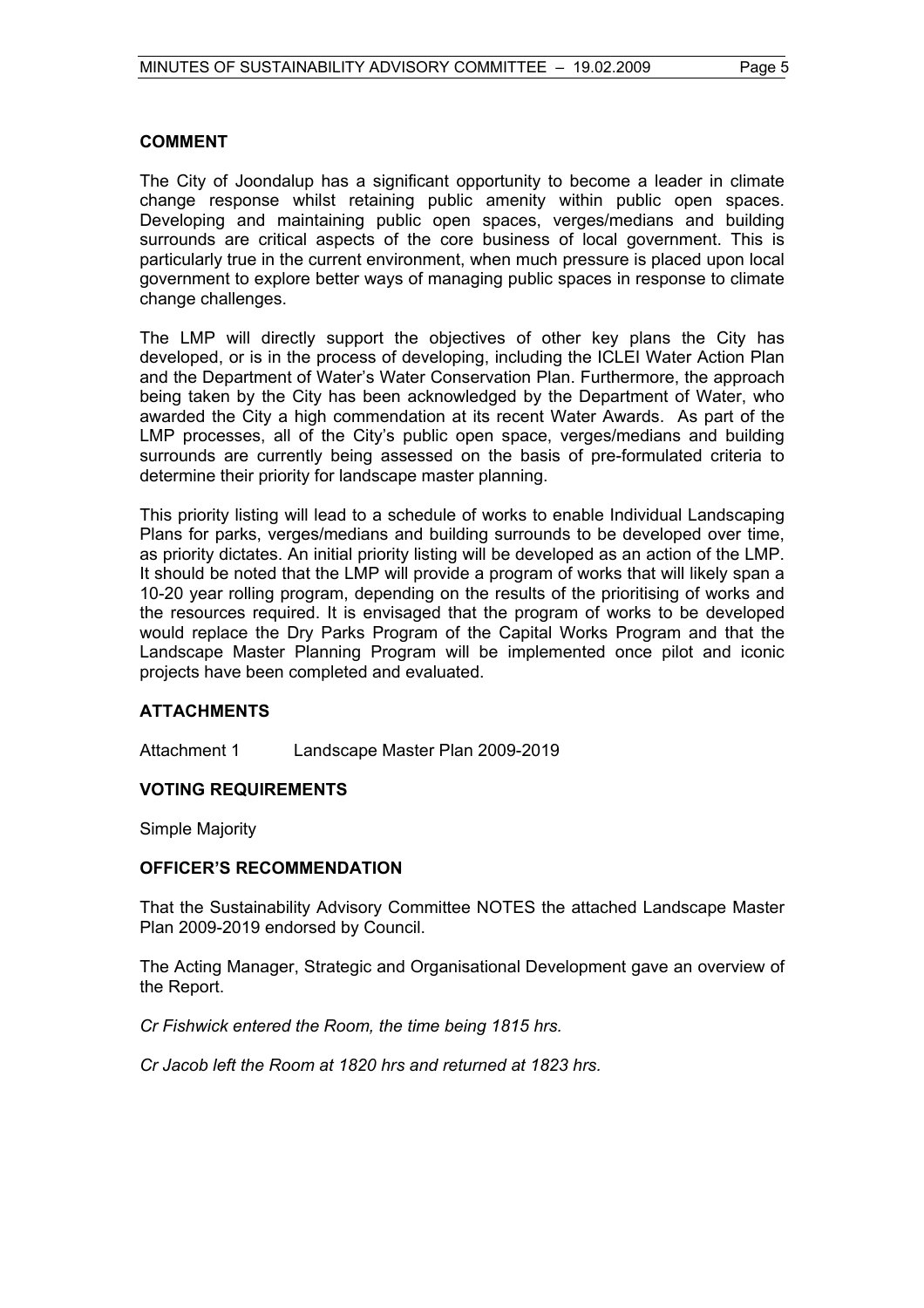### COMMENT

The City of Joondalup has a significant opportunity to become a leader in climate change response whilst retaining public amenity within public open spaces. Developing and maintaining public open spaces, verges/medians and building surrounds are critical aspects of the core business of local government. This is particularly true in the current environment, when much pressure is placed upon local government to explore better ways of managing public spaces in response to climate change challenges.

The LMP will directly support the objectives of other key plans the City has developed, or is in the process of developing, including the ICLEI Water Action Plan and the Department of Water's Water Conservation Plan. Furthermore, the approach being taken by the City has been acknowledged by the Department of Water, who awarded the City a high commendation at its recent Water Awards. As part of the LMP processes, all of the City's public open space, verges/medians and building surrounds are currently being assessed on the basis of pre-formulated criteria to determine their priority for landscape master planning.

This priority listing will lead to a schedule of works to enable Individual Landscaping Plans for parks, verges/medians and building surrounds to be developed over time, as priority dictates. An initial priority listing will be developed as an action of the LMP. It should be noted that the LMP will provide a program of works that will likely span a 10-20 year rolling program, depending on the results of the prioritising of works and the resources required. It is envisaged that the program of works to be developed would replace the Dry Parks Program of the Capital Works Program and that the Landscape Master Planning Program will be implemented once pilot and iconic projects have been completed and evaluated.

### ATTACHMENTS

Attachment 1 Landscape Master Plan 2009-2019

### VOTING REQUIREMENTS

Simple Majority

### OFFICER'S RECOMMENDATION

That the Sustainability Advisory Committee NOTES the attached Landscape Master Plan 2009-2019 endorsed by Council.

The Acting Manager, Strategic and Organisational Development gave an overview of the Report.

*Cr Fishwick entered the Room, the time being 1815 hrs.*

*Cr Jacob left the Room at 1820 hrs and returned at 1823 hrs.*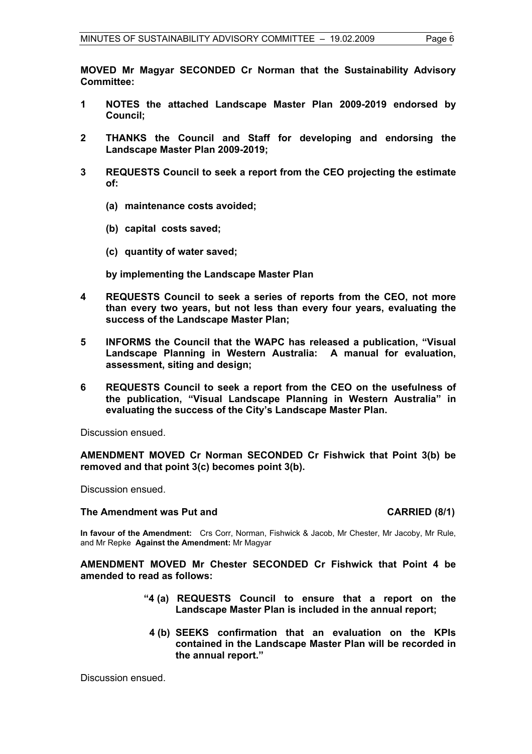**MOVED Mr Magyar SECONDED Cr Norman that the Sustainability Advisory Committee:**

**1 NOTES the attached Landscape Master Plan 2009-2019 endorsed by Council;**

**2 THANKS the Council and Staff for developing and endorsing the Landscape Master Plan 2009-2019;**

**3 REQUESTS Council to seek a report from the CEO projecting the estimate of:**

**(a) maintenance costs avoided;**

**(b) capital costs saved;**

**(c) quantity of water saved;**

**by implementing the Landscape Master Plan**

**4 REQUESTS Council to seek a series of reports from the CEO, not more than every two years, but not less than every four years, evaluating the success of the Landscape Master Plan;**

**5 INFORMS the Council that the WAPC has released a publication, "Visual Landscape Planning in Western Australia: A manual for evaluation, assessment, siting and design;**

**6 REQUESTS Council to seek a report from the CEO on the usefulness of the publication, "Visual Landscape Planning in Western Australia" in evaluating the success of the City's Landscape Master Plan.**

Discussion ensued.

**AMENDMENT MOVED Cr Norman SECONDED Cr Fishwick that Point 3(b) be removed and that point 3(c) becomes point 3(b).**

Discussion ensued.

**The Amendment was Put and CARRIED (8/1)**

**In favour of the Amendment:** Crs Corr, Norman, Fishwick & Jacob, Mr Chester, Mr Jacoby, Mr Rule, and Mr Repke **Against the Amendment:** Mr Magyar

**AMENDMENT MOVED Mr Chester SECONDED Cr Fishwick that Point 4 be amended to read as follows:**

**"4 (a) REQUESTS Council to ensure that a report on the Landscape Master Plan is included in the annual report;**

**4 (b) SEEKS confirmation that an evaluation on the KPIs contained in the Landscape Master Plan will be recorded in the annual report."**

Discussion ensued.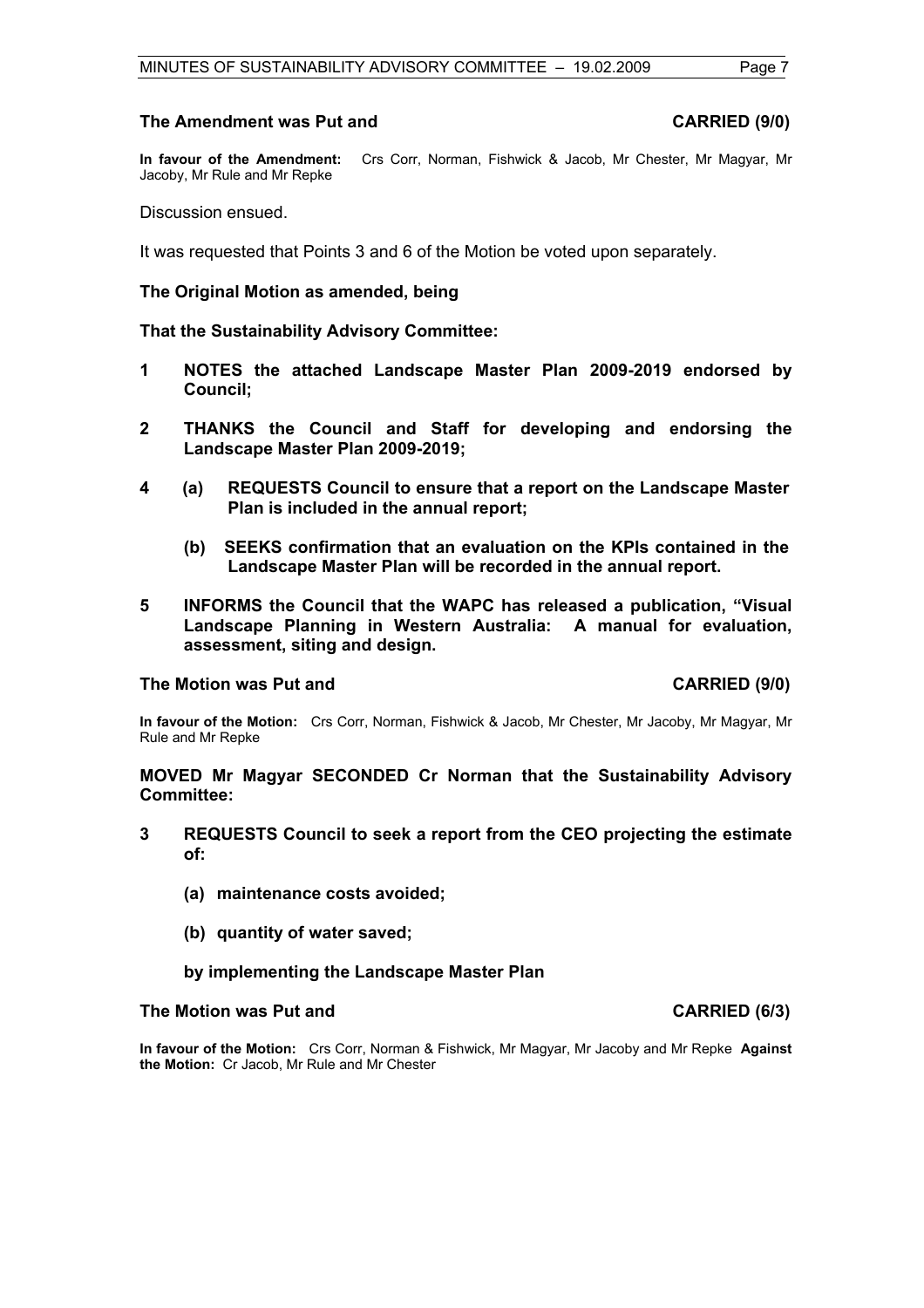**The Amendment was Put and CARRIED (9/0)**

**In favour of the Amendment:** Crs Corr, Norman, Fishwick & Jacob, Mr Chester, Mr Magyar, Mr Jacoby, Mr Rule and Mr Repke

Discussion ensued.

It was requested that Points 3 and 6 of the Motion be voted upon separately.

**The Original Motion as amended, being**

**That the Sustainability Advisory Committee:**

**1 NOTES the attached Landscape Master Plan 2009-2019 endorsed by Council;**

**2 THANKS the Council and Staff for developing and endorsing the Landscape Master Plan 2009-2019;**

**4 (a) REQUESTS Council to ensure that a report on the Landscape Master Plan is included in the annual report;**

**(b) SEEKS confirmation that an evaluation on the KPIs contained in the Landscape Master Plan will be recorded in the annual report.**

**5 INFORMS the Council that the WAPC has released a publication, "Visual Landscape Planning in Western Australia: A manual for evaluation, assessment, siting and design.**

**The Motion was Put and CARRIED (9/0)**

**In favour of the Motion:** Crs Corr, Norman, Fishwick & Jacob, Mr Chester, Mr Jacoby, Mr Magyar, Mr Rule and Mr Repke

**MOVED Mr Magyar SECONDED Cr Norman that the Sustainability Advisory Committee:**

**3 REQUESTS Council to seek a report from the CEO projecting the estimate of:**

**(a) maintenance costs avoided;**

**(b) quantity of water saved;**

**by implementing the Landscape Master Plan**

**The Motion was Put and CARRIED (6/3)**

**In favour of the Motion:** Crs Corr, Norman & Fishwick, Mr Magyar, Mr Jacoby and Mr Repke **Against the Motion:** Cr Jacob, Mr Rule and Mr Chester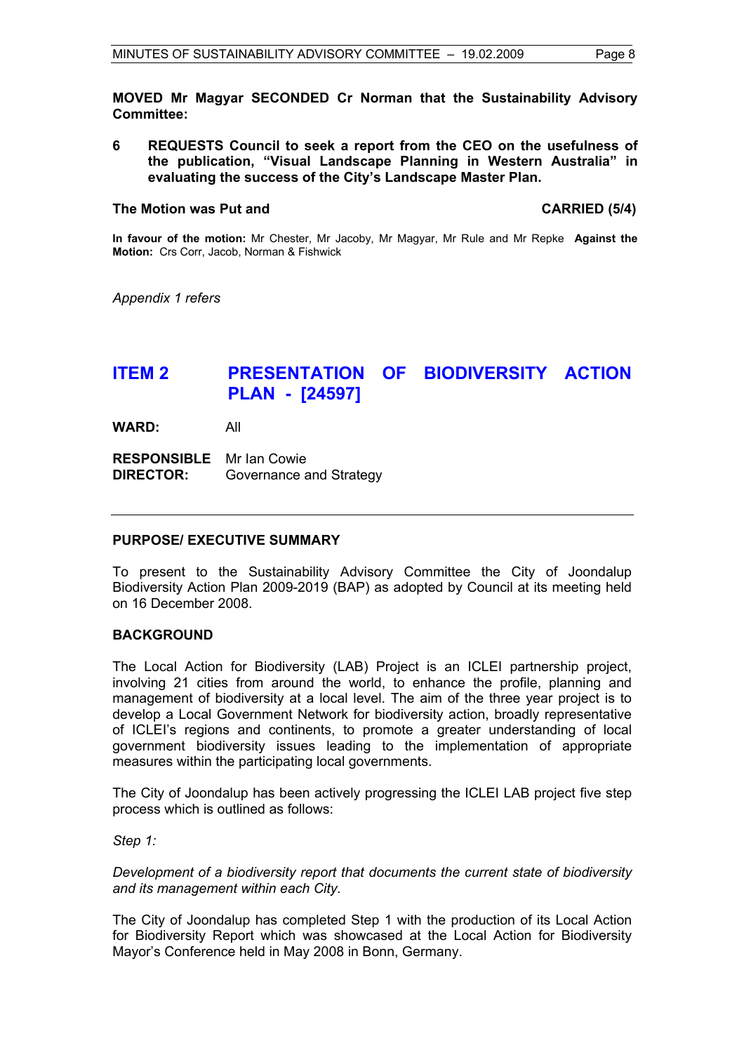**MOVED Mr Magyar SECONDED Cr Norman that the Sustainability Advisory Committee:**

**6 REQUESTS Council to seek a report from the CEO on the usefulness of the publication, "Visual Landscape Planning in Western Australia" in evaluating the success of the City's Landscape Master Plan.**

**The Motion was Put and CARRIED (5/4)**

**In favour of the motion:** Mr Chester, Mr Jacoby, Mr Magyar, Mr Rule and Mr Repke **Against the Motion:** Crs Corr, Jacob, Norman & Fishwick

*Appendix 1 refers*

## ITEM 2 PRESENTATION OF BIODIVERSITY ACTION PLAN - [24597]

**WARD:** All

**RESPONSIBLE DIRECTOR:** Mr Ian Cowie Governance and Strategy

---

### PURPOSE/ EXECUTIVE SUMMARY

To present to the Sustainability Advisory Committee the City of Joondalup Biodiversity Action Plan 2009-2019 (BAP) as adopted by Council at its meeting held on 16 December 2008.

### BACKGROUND

The Local Action for Biodiversity (LAB) Project is an ICLEI partnership project, involving 21 cities from around the world, to enhance the profile, planning and management of biodiversity at a local level. The aim of the three year project is to develop a Local Government Network for biodiversity action, broadly representative of ICLEI's regions and continents, to promote a greater understanding of local government biodiversity issues leading to the implementation of appropriate measures within the participating local governments.

The City of Joondalup has been actively progressing the ICLEI LAB project five step process which is outlined as follows:

*Step 1:*

*Development of a biodiversity report that documents the current state of biodiversity and its management within each City.*

The City of Joondalup has completed Step 1 with the production of its Local Action for Biodiversity Report which was showcased at the Local Action for Biodiversity Mayor's Conference held in May 2008 in Bonn, Germany.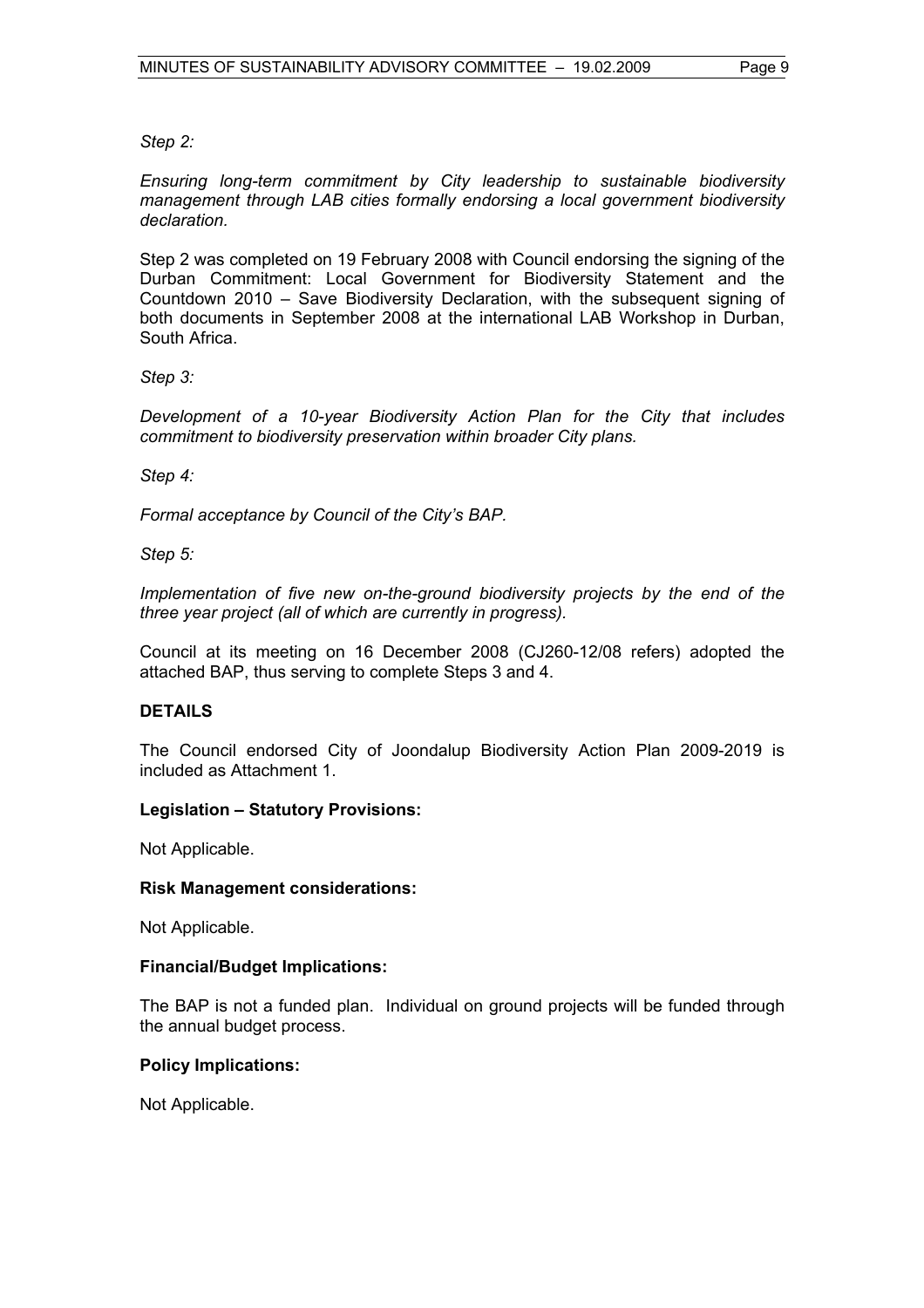*Step 2:*

*Ensuring long-term commitment by City leadership to sustainable biodiversity management through LAB cities formally endorsing a local government biodiversity declaration.*

Step 2 was completed on 19 February 2008 with Council endorsing the signing of the Durban Commitment: Local Government for Biodiversity Statement and the Countdown 2010 – Save Biodiversity Declaration, with the subsequent signing of both documents in September 2008 at the international LAB Workshop in Durban, South Africa.

*Step 3:*

*Development of a 10-year Biodiversity Action Plan for the City that includes commitment to biodiversity preservation within broader City plans.*

*Step 4:*

*Formal acceptance by Council of the City's BAP.*

*Step 5:*

*Implementation of five new on-the-ground biodiversity projects by the end of the three year project (all of which are currently in progress).*

Council at its meeting on 16 December 2008 (CJ260-12/08 refers) adopted the attached BAP, thus serving to complete Steps 3 and 4.

**DETAILS**

The Council endorsed City of Joondalup Biodiversity Action Plan 2009-2019 is included as Attachment 1.

**Legislation – Statutory Provisions:**

Not Applicable.

**Risk Management considerations:**

Not Applicable.

**Financial/Budget Implications:**

The BAP is not a funded plan. Individual on ground projects will be funded through the annual budget process.

**Policy Implications:**

Not Applicable.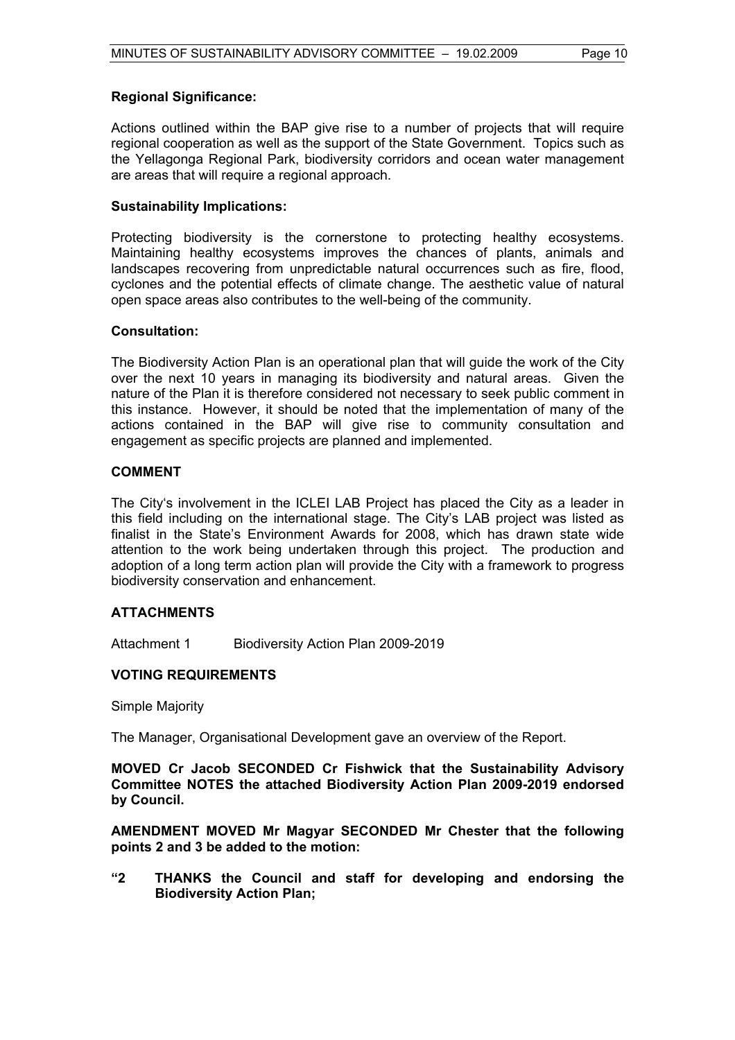**Regional Significance:**

Actions outlined within the BAP give rise to a number of projects that will require regional cooperation as well as the support of the State Government. Topics such as the Yellagonga Regional Park, biodiversity corridors and ocean water management are areas that will require a regional approach.

**Sustainability Implications:**

Protecting biodiversity is the cornerstone to protecting healthy ecosystems. Maintaining healthy ecosystems improves the chances of plants, animals and landscapes recovering from unpredictable natural occurrences such as fire, flood, cyclones and the potential effects of climate change. The aesthetic value of natural open space areas also contributes to the well-being of the community.

**Consultation:**

The Biodiversity Action Plan is an operational plan that will guide the work of the City over the next 10 years in managing its biodiversity and natural areas. Given the nature of the Plan it is therefore considered not necessary to seek public comment in this instance. However, it should be noted that the implementation of many of the actions contained in the BAP will give rise to community consultation and engagement as specific projects are planned and implemented.

**COMMENT**

The City's involvement in the ICLEI LAB Project has placed the City as a leader in this field including on the international stage. The City's LAB project was listed as finalist in the State's Environment Awards for 2008, which has drawn state wide attention to the work being undertaken through this project. The production and adoption of a long term action plan will provide the City with a framework to progress biodiversity conservation and enhancement.

**ATTACHMENTS**

Attachment 1 Biodiversity Action Plan 2009-2019

**VOTING REQUIREMENTS**

Simple Majority

The Manager, Organisational Development gave an overview of the Report.

**MOVED Cr Jacob SECONDED Cr Fishwick that the Sustainability Advisory Committee NOTES the attached Biodiversity Action Plan 2009-2019 endorsed by Council.**

**AMENDMENT MOVED Mr Magyar SECONDED Mr Chester that the following points 2 and 3 be added to the motion:**

**"2 THANKS the Council and staff for developing and endorsing the Biodiversity Action Plan;**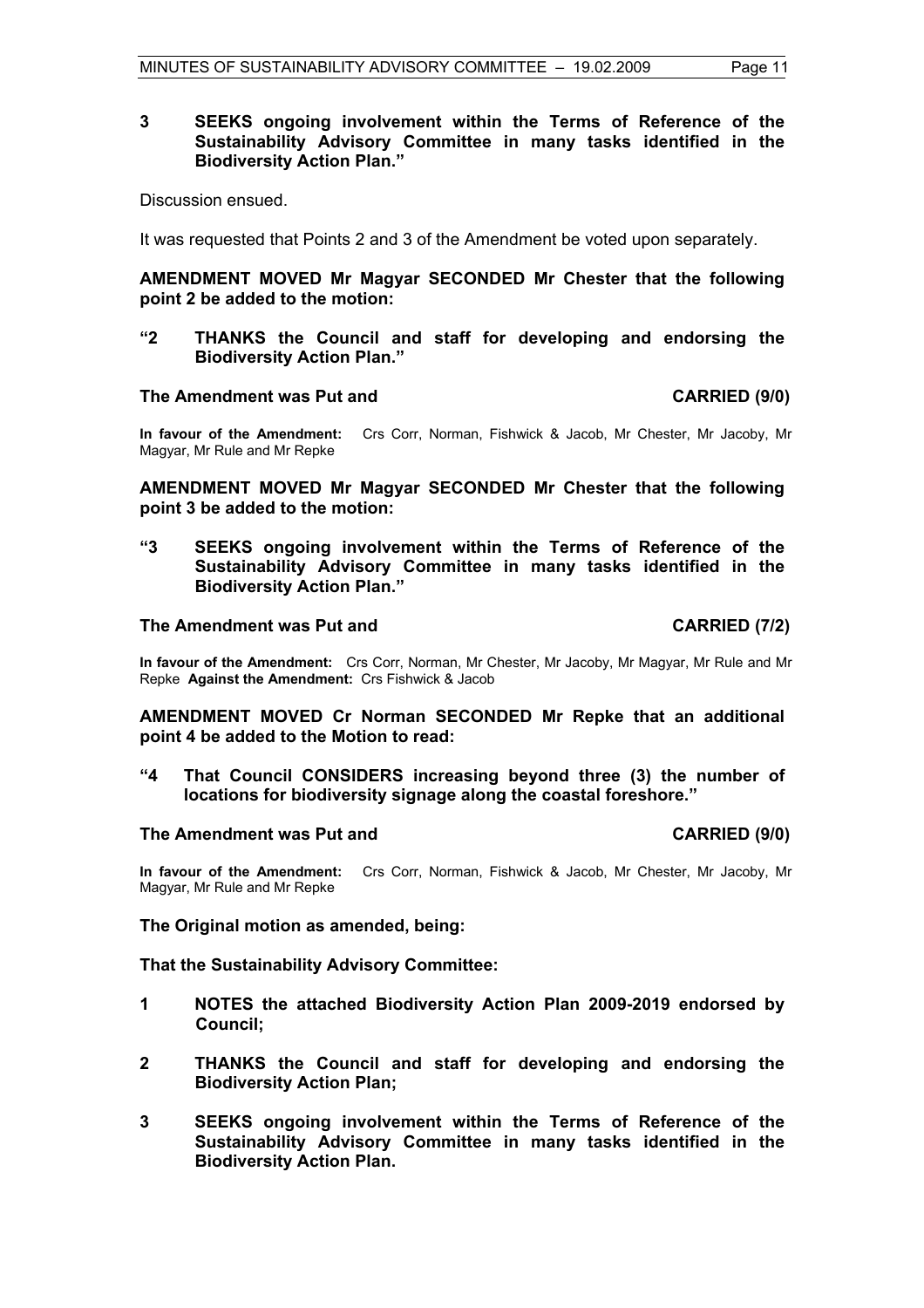**3 SEEKS ongoing involvement within the Terms of Reference of the Sustainability Advisory Committee in many tasks identified in the Biodiversity Action Plan."**

Discussion ensued.

It was requested that Points 2 and 3 of the Amendment be voted upon separately.

**AMENDMENT MOVED Mr Magyar SECONDED Mr Chester that the following point 2 be added to the motion:**

**"2 THANKS the Council and staff for developing and endorsing the Biodiversity Action Plan."**

**The Amendment was Put and CARRIED (9/0)**

**In favour of the Amendment:** Crs Corr, Norman, Fishwick & Jacob, Mr Chester, Mr Jacoby, Mr Magyar, Mr Rule and Mr Repke

**AMENDMENT MOVED Mr Magyar SECONDED Mr Chester that the following point 3 be added to the motion:**

**"3 SEEKS ongoing involvement within the Terms of Reference of the Sustainability Advisory Committee in many tasks identified in the Biodiversity Action Plan."**

**The Amendment was Put and CARRIED (7/2)**

**In favour of the Amendment:** Crs Corr, Norman, Mr Chester, Mr Jacoby, Mr Magyar, Mr Rule and Mr Repke **Against the Amendment:** Crs Fishwick & Jacob

**AMENDMENT MOVED Cr Norman SECONDED Mr Repke that an additional point 4 be added to the Motion to read:**

**"4 That Council CONSIDERS increasing beyond three (3) the number of locations for biodiversity signage along the coastal foreshore."**

**The Amendment was Put and CARRIED (9/0)**

**In favour of the Amendment:** Crs Corr, Norman, Fishwick & Jacob, Mr Chester, Mr Jacoby, Mr Magyar, Mr Rule and Mr Repke

**The Original motion as amended, being:**

**That the Sustainability Advisory Committee:**

**1 NOTES the attached Biodiversity Action Plan 2009-2019 endorsed by Council;**

**2 THANKS the Council and staff for developing and endorsing the Biodiversity Action Plan;**

**3 SEEKS ongoing involvement within the Terms of Reference of the Sustainability Advisory Committee in many tasks identified in the Biodiversity Action Plan.**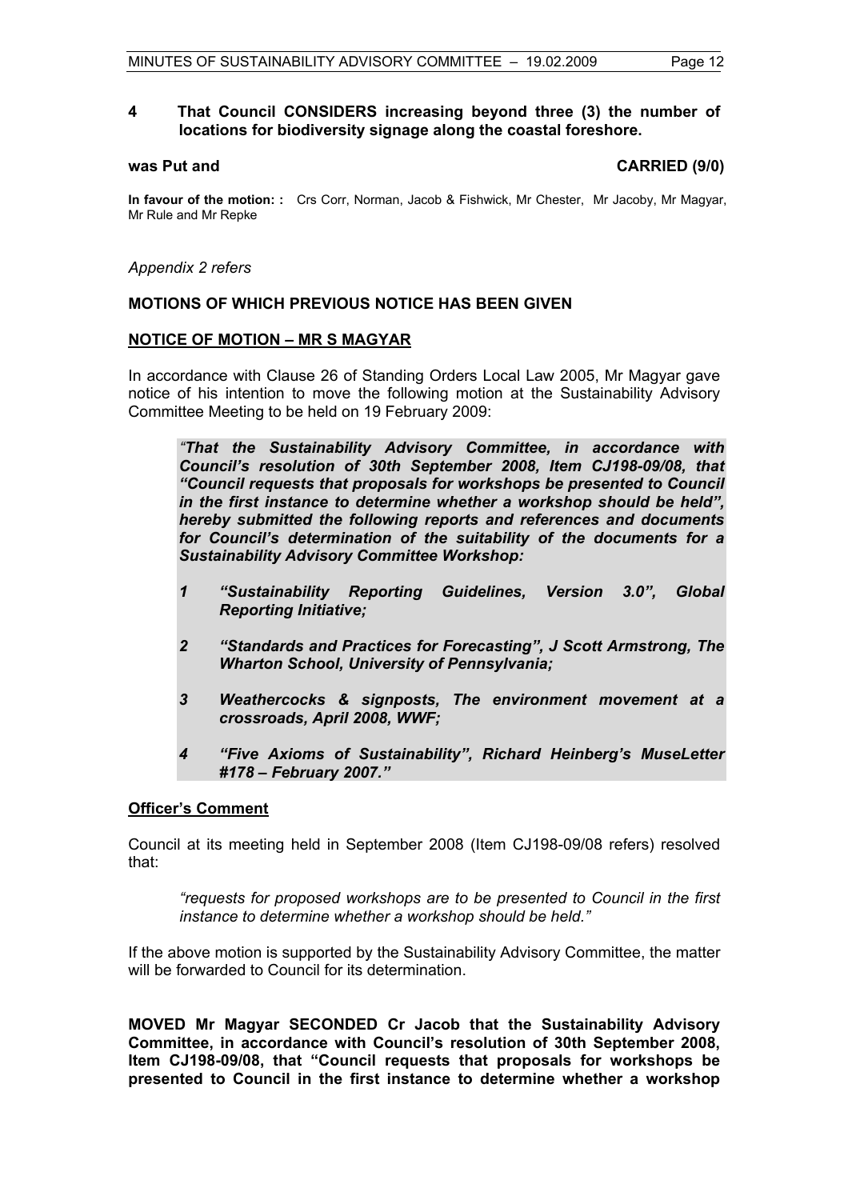**4 That Council CONSIDERS increasing beyond three (3) the number of locations for biodiversity signage along the coastal foreshore.**

**was Put and CARRIED (9/0)**

**In favour of the motion: :** Crs Corr, Norman, Jacob & Fishwick, Mr Chester, Mr Jacoby, Mr Magyar, Mr Rule and Mr Repke

*Appendix 2 refers*

## MOTIONS OF WHICH PREVIOUS NOTICE HAS BEEN GIVEN

### NOTICE OF MOTION – MR S MAGYAR

In accordance with Clause 26 of Standing Orders Local Law 2005, Mr Magyar gave notice of his intention to move the following motion at the Sustainability Advisory Committee Meeting to be held on 19 February 2009:

> *"**That the Sustainability Advisory Committee, in accordance with Council's resolution of 30th September 2008, Item CJ198-09/08, that "Council requests that proposals for workshops be presented to Council in the first instance to determine whether a workshop should be held", hereby submitted the following reports and references and documents for Council's determination of the suitability of the documents for a Sustainability Advisory Committee Workshop:***
>
> ***1 "Sustainability Reporting Guidelines, Version 3.0", Global Reporting Initiative;***
>
> ***2 "Standards and Practices for Forecasting", J Scott Armstrong, The Wharton School, University of Pennsylvania;***
>
> ***3 Weathercocks & signposts, The environment movement at a crossroads, April 2008, WWF;***
>
> ***4 "Five Axioms of Sustainability", Richard Heinberg's MuseLetter #178 – February 2007."***

### Officer's Comment

Council at its meeting held in September 2008 (Item CJ198-09/08 refers) resolved that:

> *"requests for proposed workshops are to be presented to Council in the first instance to determine whether a workshop should be held."*

If the above motion is supported by the Sustainability Advisory Committee, the matter will be forwarded to Council for its determination.

**MOVED Mr Magyar SECONDED Cr Jacob that the Sustainability Advisory Committee, in accordance with Council's resolution of 30th September 2008, Item CJ198-09/08, that "Council requests that proposals for workshops be presented to Council in the first instance to determine whether a workshop**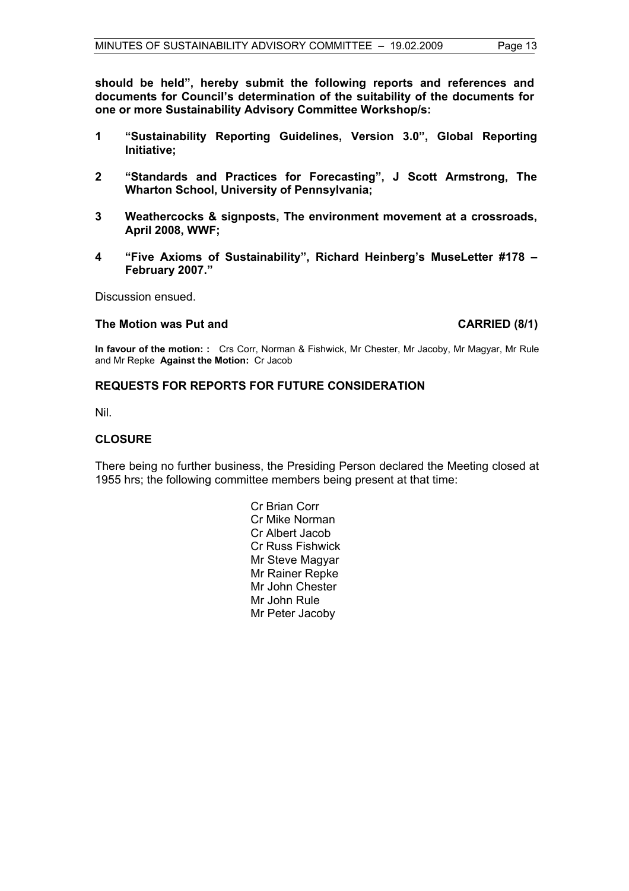**should be held", hereby submit the following reports and references and documents for Council's determination of the suitability of the documents for one or more Sustainability Advisory Committee Workshop/s:**

1. **"Sustainability Reporting Guidelines, Version 3.0", Global Reporting Initiative;**
2. **"Standards and Practices for Forecasting", J Scott Armstrong, The Wharton School, University of Pennsylvania;**
3. **Weathercocks & signposts, The environment movement at a crossroads, April 2008, WWF;**
4. **"Five Axioms of Sustainability", Richard Heinberg's MuseLetter #178 – February 2007."**

Discussion ensued.

**The Motion was Put and CARRIED (8/1)**

**In favour of the motion: :** Crs Corr, Norman & Fishwick, Mr Chester, Mr Jacoby, Mr Magyar, Mr Rule and Mr Repke **Against the Motion:** Cr Jacob

## REQUESTS FOR REPORTS FOR FUTURE CONSIDERATION

Nil.

## CLOSURE

There being no further business, the Presiding Person declared the Meeting closed at 1955 hrs; the following committee members being present at that time:

Cr Brian Corr
Cr Mike Norman
Cr Albert Jacob
Cr Russ Fishwick
Mr Steve Magyar
Mr Rainer Repke
Mr John Chester
Mr John Rule
Mr Peter Jacoby